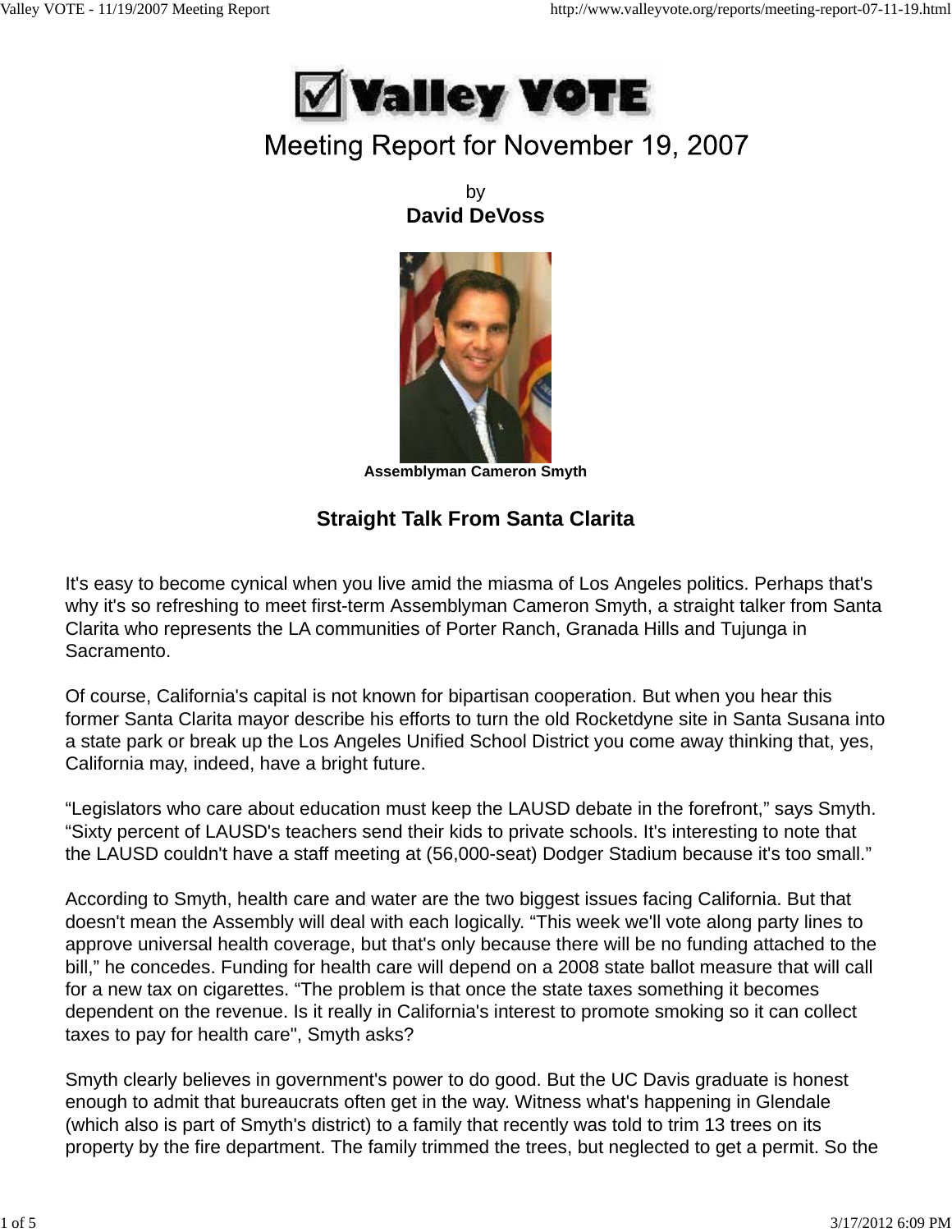# Valley VOTE

## Meeting Report for November 19, 2007

by
**David DeVoss**

**Assemblyman Cameron Smyth**

### Straight Talk From Santa Clarita

It's easy to become cynical when you live amid the miasma of Los Angeles politics. Perhaps that's why it's so refreshing to meet first-term Assemblyman Cameron Smyth, a straight talker from Santa Clarita who represents the LA communities of Porter Ranch, Granada Hills and Tujunga in Sacramento.

Of course, California's capital is not known for bipartisan cooperation. But when you hear this former Santa Clarita mayor describe his efforts to turn the old Rocketdyne site in Santa Susana into a state park or break up the Los Angeles Unified School District you come away thinking that, yes, California may, indeed, have a bright future.

“Legislators who care about education must keep the LAUSD debate in the forefront,” says Smyth. “Sixty percent of LAUSD's teachers send their kids to private schools. It's interesting to note that the LAUSD couldn't have a staff meeting at (56,000-seat) Dodger Stadium because it's too small.”

According to Smyth, health care and water are the two biggest issues facing California. But that doesn't mean the Assembly will deal with each logically. “This week we'll vote along party lines to approve universal health coverage, but that's only because there will be no funding attached to the bill,” he concedes. Funding for health care will depend on a 2008 state ballot measure that will call for a new tax on cigarettes. “The problem is that once the state taxes something it becomes dependent on the revenue. Is it really in California's interest to promote smoking so it can collect taxes to pay for health care", Smyth asks?

Smyth clearly believes in government's power to do good. But the UC Davis graduate is honest enough to admit that bureaucrats often get in the way. Witness what's happening in Glendale (which also is part of Smyth's district) to a family that recently was told to trim 13 trees on its property by the fire department. The family trimmed the trees, but neglected to get a permit. So the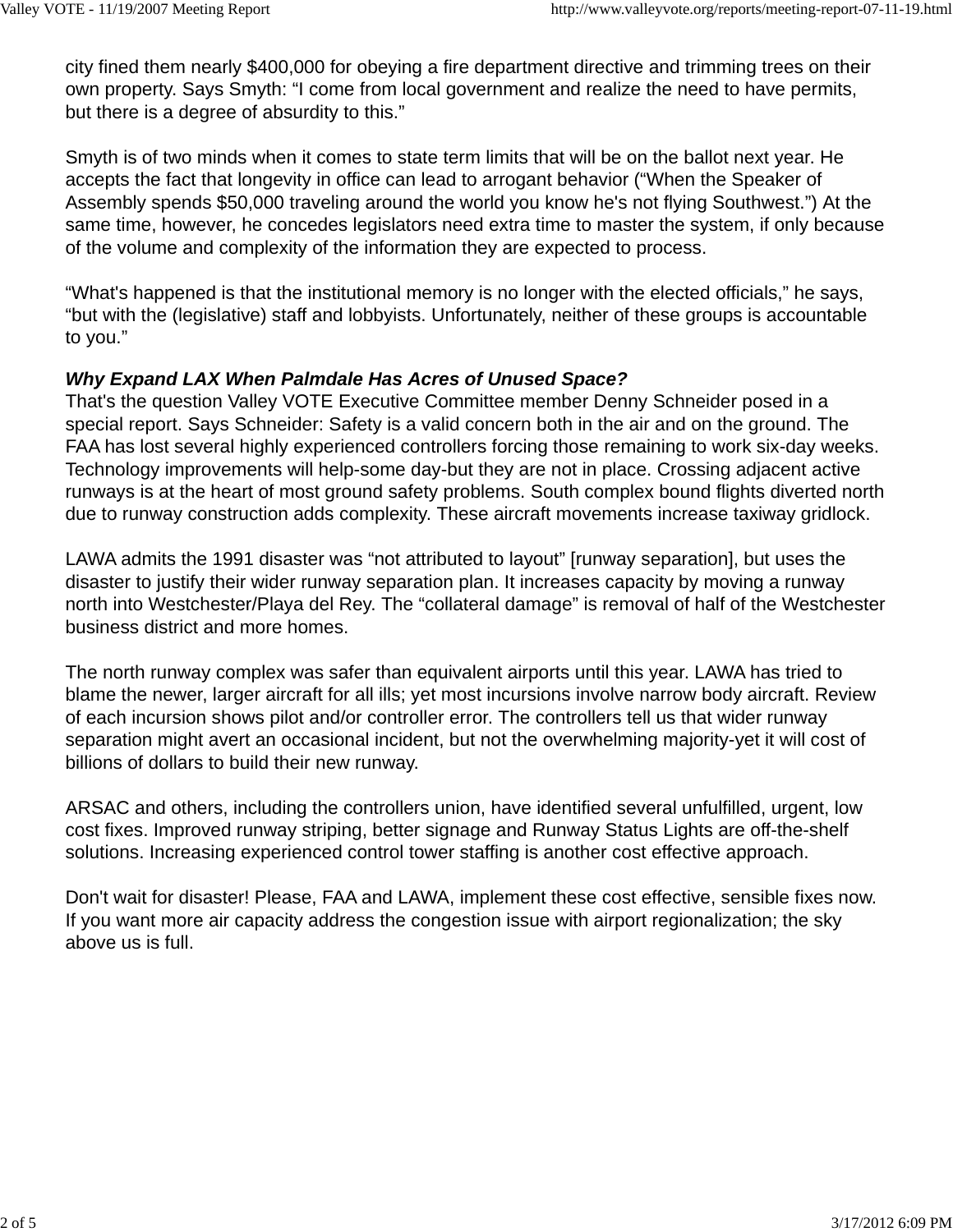city fined them nearly $400,000 for obeying a fire department directive and trimming trees on their own property. Says Smyth: “I come from local government and realize the need to have permits, but there is a degree of absurdity to this.”

Smyth is of two minds when it comes to state term limits that will be on the ballot next year. He accepts the fact that longevity in office can lead to arrogant behavior (“When the Speaker of Assembly spends $50,000 traveling around the world you know he's not flying Southwest.”) At the same time, however, he concedes legislators need extra time to master the system, if only because of the volume and complexity of the information they are expected to process.

“What's happened is that the institutional memory is no longer with the elected officials,” he says, “but with the (legislative) staff and lobbyists. Unfortunately, neither of these groups is accountable to you.”

***Why Expand LAX When Palmdale Has Acres of Unused Space?***

That's the question Valley VOTE Executive Committee member Denny Schneider posed in a special report. Says Schneider: Safety is a valid concern both in the air and on the ground. The FAA has lost several highly experienced controllers forcing those remaining to work six-day weeks. Technology improvements will help-some day-but they are not in place. Crossing adjacent active runways is at the heart of most ground safety problems. South complex bound flights diverted north due to runway construction adds complexity. These aircraft movements increase taxiway gridlock.

LAWA admits the 1991 disaster was “not attributed to layout” [runway separation], but uses the disaster to justify their wider runway separation plan. It increases capacity by moving a runway north into Westchester/Playa del Rey. The “collateral damage” is removal of half of the Westchester business district and more homes.

The north runway complex was safer than equivalent airports until this year. LAWA has tried to blame the newer, larger aircraft for all ills; yet most incursions involve narrow body aircraft. Review of each incursion shows pilot and/or controller error. The controllers tell us that wider runway separation might avert an occasional incident, but not the overwhelming majority-yet it will cost of billions of dollars to build their new runway.

ARSAC and others, including the controllers union, have identified several unfulfilled, urgent, low cost fixes. Improved runway striping, better signage and Runway Status Lights are off-the-shelf solutions. Increasing experienced control tower staffing is another cost effective approach.

Don't wait for disaster! Please, FAA and LAWA, implement these cost effective, sensible fixes now. If you want more air capacity address the congestion issue with airport regionalization; the sky above us is full.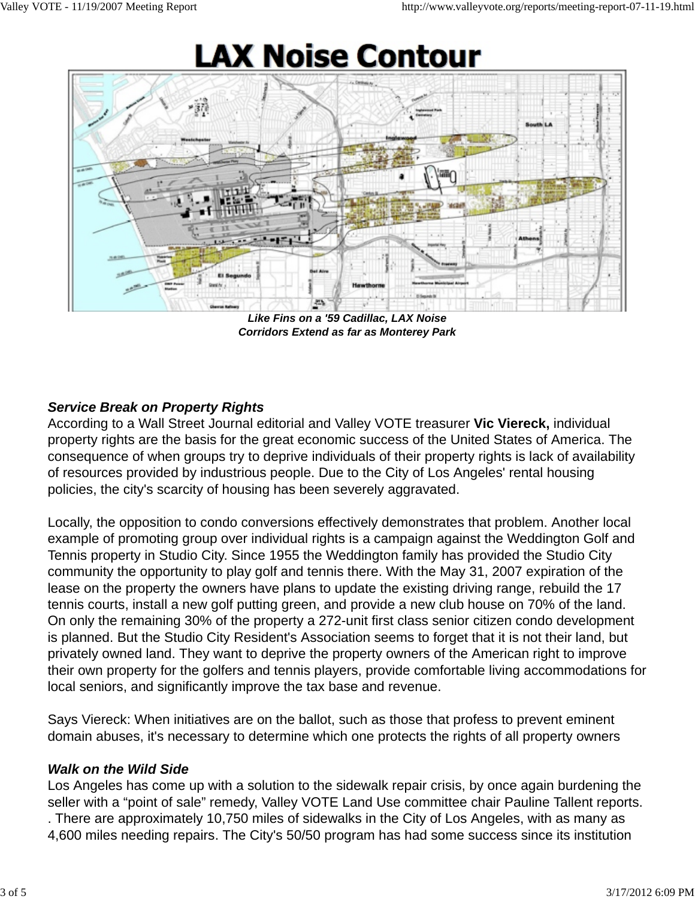# LAX Noise Contour

*Like Fins on a '59 Cadillac, LAX Noise Corridors Extend as far as Monterey Park*

***Service Break on Property Rights***

According to a Wall Street Journal editorial and Valley VOTE treasurer **Vic Viereck,** individual property rights are the basis for the great economic success of the United States of America. The consequence of when groups try to deprive individuals of their property rights is lack of availability of resources provided by industrious people. Due to the City of Los Angeles' rental housing policies, the city's scarcity of housing has been severely aggravated.

Locally, the opposition to condo conversions effectively demonstrates that problem. Another local example of promoting group over individual rights is a campaign against the Weddington Golf and Tennis property in Studio City. Since 1955 the Weddington family has provided the Studio City community the opportunity to play golf and tennis there. With the May 31, 2007 expiration of the lease on the property the owners have plans to update the existing driving range, rebuild the 17 tennis courts, install a new golf putting green, and provide a new club house on 70% of the land. On only the remaining 30% of the property a 272-unit first class senior citizen condo development is planned. But the Studio City Resident's Association seems to forget that it is not their land, but privately owned land. They want to deprive the property owners of the American right to improve their own property for the golfers and tennis players, provide comfortable living accommodations for local seniors, and significantly improve the tax base and revenue.

Says Viereck: When initiatives are on the ballot, such as those that profess to prevent eminent domain abuses, it's necessary to determine which one protects the rights of all property owners

***Walk on the Wild Side***

Los Angeles has come up with a solution to the sidewalk repair crisis, by once again burdening the seller with a “point of sale” remedy, Valley VOTE Land Use committee chair Pauline Tallent reports. . There are approximately 10,750 miles of sidewalks in the City of Los Angeles, with as many as 4,600 miles needing repairs. The City's 50/50 program has had some success since its institution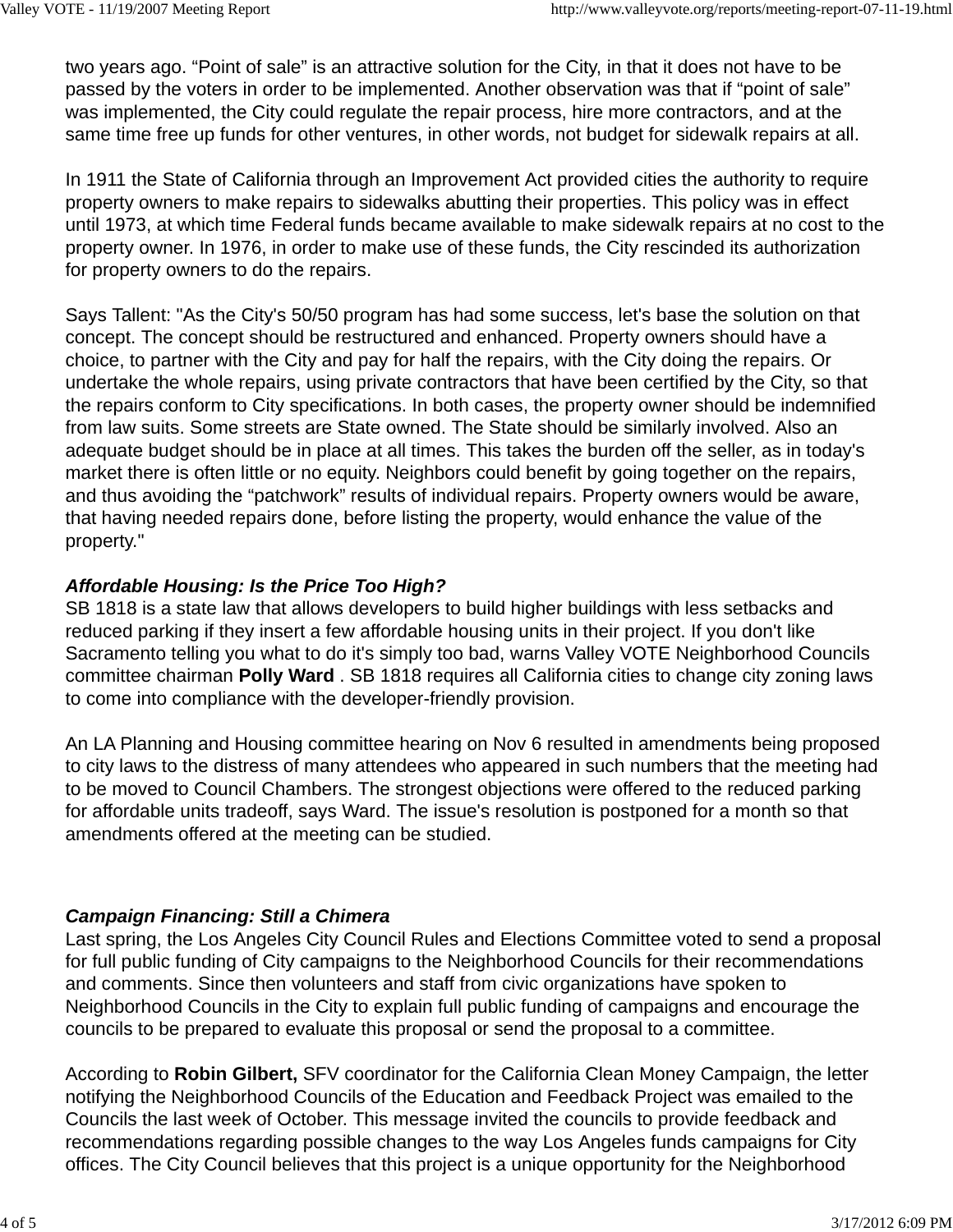two years ago. “Point of sale” is an attractive solution for the City, in that it does not have to be passed by the voters in order to be implemented. Another observation was that if “point of sale” was implemented, the City could regulate the repair process, hire more contractors, and at the same time free up funds for other ventures, in other words, not budget for sidewalk repairs at all.

In 1911 the State of California through an Improvement Act provided cities the authority to require property owners to make repairs to sidewalks abutting their properties. This policy was in effect until 1973, at which time Federal funds became available to make sidewalk repairs at no cost to the property owner. In 1976, in order to make use of these funds, the City rescinded its authorization for property owners to do the repairs.

Says Tallent: "As the City's 50/50 program has had some success, let's base the solution on that concept. The concept should be restructured and enhanced. Property owners should have a choice, to partner with the City and pay for half the repairs, with the City doing the repairs. Or undertake the whole repairs, using private contractors that have been certified by the City, so that the repairs conform to City specifications. In both cases, the property owner should be indemnified from law suits. Some streets are State owned. The State should be similarly involved. Also an adequate budget should be in place at all times. This takes the burden off the seller, as in today's market there is often little or no equity. Neighbors could benefit by going together on the repairs, and thus avoiding the “patchwork” results of individual repairs. Property owners would be aware, that having needed repairs done, before listing the property, would enhance the value of the property."

***Affordable Housing: Is the Price Too High?***

SB 1818 is a state law that allows developers to build higher buildings with less setbacks and reduced parking if they insert a few affordable housing units in their project. If you don't like Sacramento telling you what to do it's simply too bad, warns Valley VOTE Neighborhood Councils committee chairman **Polly Ward** . SB 1818 requires all California cities to change city zoning laws to come into compliance with the developer-friendly provision.

An LA Planning and Housing committee hearing on Nov 6 resulted in amendments being proposed to city laws to the distress of many attendees who appeared in such numbers that the meeting had to be moved to Council Chambers. The strongest objections were offered to the reduced parking for affordable units tradeoff, says Ward. The issue's resolution is postponed for a month so that amendments offered at the meeting can be studied.

***Campaign Financing: Still a Chimera***

Last spring, the Los Angeles City Council Rules and Elections Committee voted to send a proposal for full public funding of City campaigns to the Neighborhood Councils for their recommendations and comments. Since then volunteers and staff from civic organizations have spoken to Neighborhood Councils in the City to explain full public funding of campaigns and encourage the councils to be prepared to evaluate this proposal or send the proposal to a committee.

According to **Robin Gilbert,** SFV coordinator for the California Clean Money Campaign, the letter notifying the Neighborhood Councils of the Education and Feedback Project was emailed to the Councils the last week of October. This message invited the councils to provide feedback and recommendations regarding possible changes to the way Los Angeles funds campaigns for City offices. The City Council believes that this project is a unique opportunity for the Neighborhood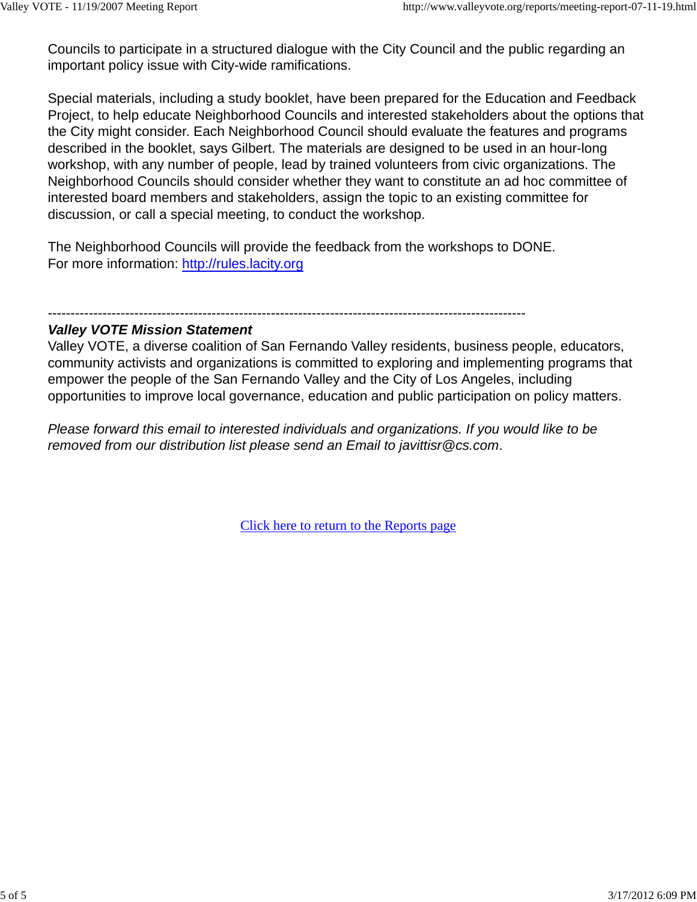Councils to participate in a structured dialogue with the City Council and the public regarding an important policy issue with City-wide ramifications.

Special materials, including a study booklet, have been prepared for the Education and Feedback Project, to help educate Neighborhood Councils and interested stakeholders about the options that the City might consider. Each Neighborhood Council should evaluate the features and programs described in the booklet, says Gilbert. The materials are designed to be used in an hour-long workshop, with any number of people, lead by trained volunteers from civic organizations. The Neighborhood Councils should consider whether they want to constitute an ad hoc committee of interested board members and stakeholders, assign the topic to an existing committee for discussion, or call a special meeting, to conduct the workshop.

The Neighborhood Councils will provide the feedback from the workshops to DONE.
For more information: [http://rules.lacity.org](http://rules.lacity.org)

---

***Valley VOTE Mission Statement***
Valley VOTE, a diverse coalition of San Fernando Valley residents, business people, educators, community activists and organizations is committed to exploring and implementing programs that empower the people of the San Fernando Valley and the City of Los Angeles, including opportunities to improve local governance, education and public participation on policy matters.

*Please forward this email to interested individuals and organizations. If you would like to be removed from our distribution list please send an Email to javittisr@cs.com*.

Click here to return to the Reports page